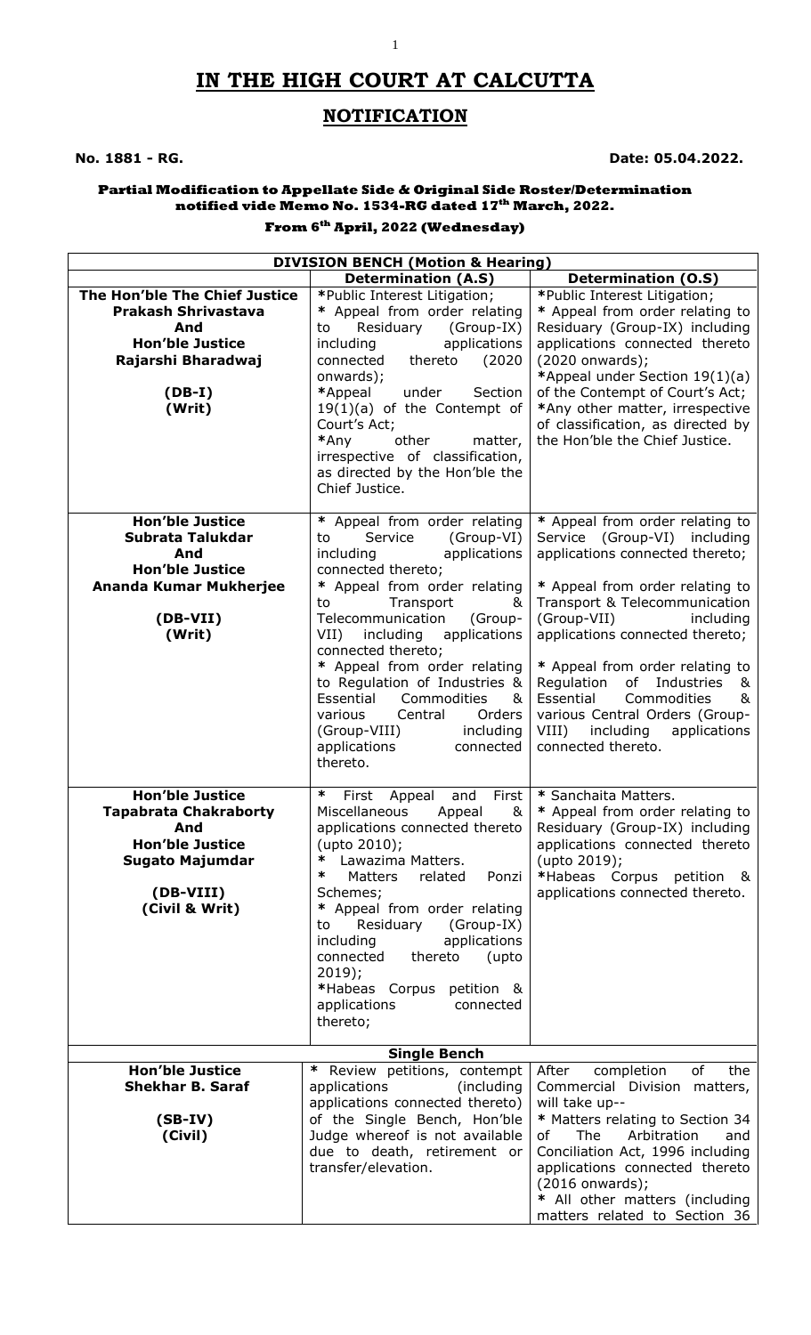# IN THE HIGH COURT AT CALCUTTA

## NOTIFICATION

**No. 1881 - RG.** **Date: 05.04.2022.**

**Partial Modification to Appellate Side & Original Side Roster/Determination notified vide Memo No. 1534-RG dated 17th March, 2022.**

**From 6th April, 2022 (Wednesday)**

| DIVISION BENCH (Motion & Hearing) | | |
|---|---|---|
| | **Determination (A.S)** | **Determination (O.S)** |
| **The Hon'ble The Chief Justice Prakash Shrivastava And Hon'ble Justice Rajarshi Bharadwaj (DB-I) (Writ)** | *Public Interest Litigation;<br>* Appeal from order relating to Residuary (Group-IX) including applications connected thereto (2020 onwards);<br>*Appeal under Section 19(1)(a) of the Contempt of Court's Act;<br>*Any other matter, irrespective of classification, as directed by the Hon'ble the Chief Justice. | *Public Interest Litigation;<br>* Appeal from order relating to Residuary (Group-IX) including applications connected thereto (2020 onwards);<br>*Appeal under Section 19(1)(a) of the Contempt of Court's Act;<br>*Any other matter, irrespective of classification, as directed by the Hon'ble the Chief Justice. |
| **Hon'ble Justice Subrata Talukdar And Hon'ble Justice Ananda Kumar Mukherjee (DB-VII) (Writ)** | * Appeal from order relating to Service (Group-VI) including applications connected thereto;<br>* Appeal from order relating to Transport & Telecommunication (Group-VII) including applications connected thereto;<br>* Appeal from order relating to Regulation of Industries & Essential Commodities & various Central Orders (Group-VIII) including applications connected thereto. | * Appeal from order relating to Service (Group-VI) including applications connected thereto;<br>* Appeal from order relating to Transport & Telecommunication (Group-VII) including applications connected thereto;<br>* Appeal from order relating to Regulation of Industries & Essential Commodities & various Central Orders (Group-VIII) including applications connected thereto. |
| **Hon'ble Justice Tapabrata Chakraborty And Hon'ble Justice Sugato Majumdar (DB-VIII) (Civil & Writ)** | * First Appeal and First Miscellaneous Appeal & applications connected thereto (upto 2010);<br>* Lawazima Matters.<br>* Matters related Ponzi Schemes;<br>* Appeal from order relating to Residuary (Group-IX) including applications connected thereto (upto 2019);<br>*Habeas Corpus petition & applications connected thereto; | * Sanchaita Matters.<br>* Appeal from order relating to Residuary (Group-IX) including applications connected thereto (upto 2019);<br>*Habeas Corpus petition & applications connected thereto. |
| **Single Bench** | | |
| **Hon'ble Justice Shekhar B. Saraf (SB-IV) (Civil)** | * Review petitions, contempt applications (including applications connected thereto) of the Single Bench, Hon'ble Judge whereof is not available due to death, retirement or transfer/elevation. | After completion of the Commercial Division matters, will take up--<br>* Matters relating to Section 34 of The Arbitration and Conciliation Act, 1996 including applications connected thereto (2016 onwards);<br>* All other matters (including matters related to Section 36 |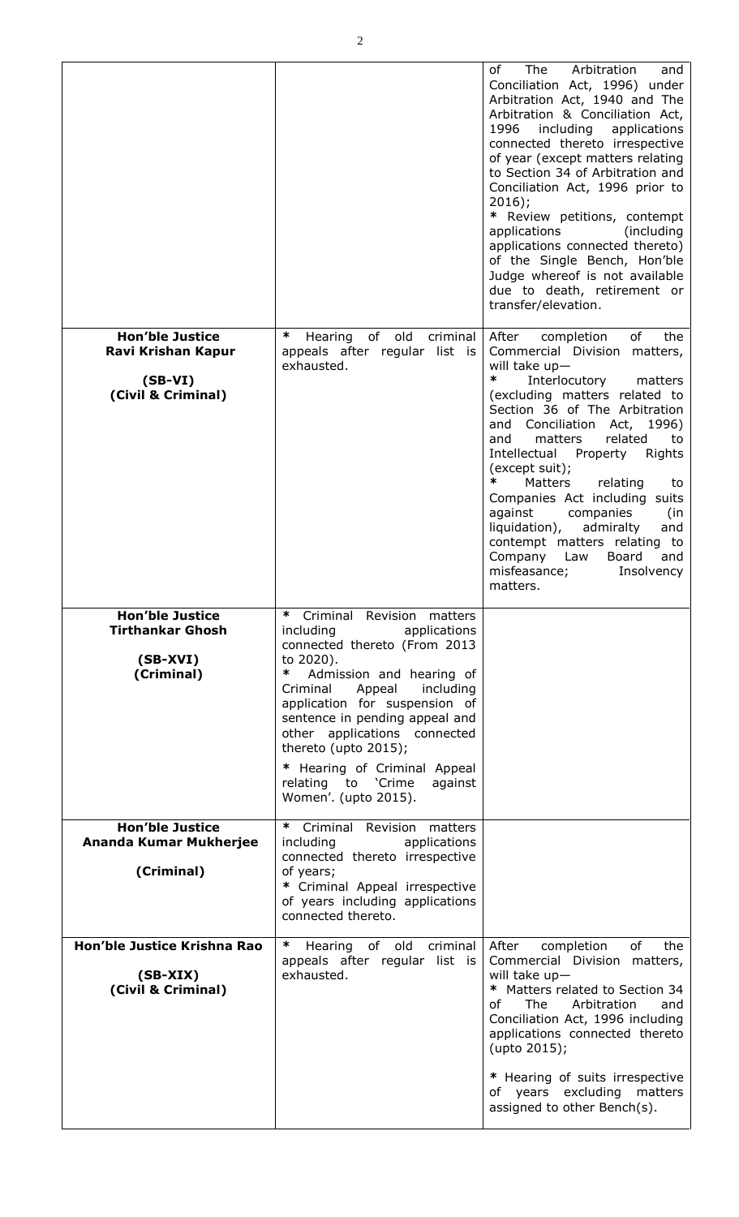| | | |
|---|---|---|
| | | of The Arbitration and Conciliation Act, 1996) under Arbitration Act, 1940 and The Arbitration & Conciliation Act, 1996 including applications connected thereto irrespective of year (except matters relating to Section 34 of Arbitration and Conciliation Act, 1996 prior to 2016);<br>* Review petitions, contempt applications (including applications connected thereto) of the Single Bench, Hon'ble Judge whereof is not available due to death, retirement or transfer/elevation. |
| **Hon'ble Justice Ravi Krishan Kapur**<br>**(SB-VI)**<br>**(Civil & Criminal)** | * Hearing of old criminal appeals after regular list is exhausted. | After completion of the Commercial Division matters, will take up—<br>* Interlocutory matters (excluding matters related to Section 36 of The Arbitration and Conciliation Act, 1996) and matters related to Intellectual Property Rights (except suit);<br>* Matters relating to Companies Act including suits against companies (in liquidation), admiralty and contempt matters relating to Company Law Board and misfeasance; Insolvency matters. |
| **Hon'ble Justice Tirthankar Ghosh**<br>**(SB-XVI)**<br>**(Criminal)** | * Criminal Revision matters including applications connected thereto (From 2013 to 2020).<br>* Admission and hearing of Criminal Appeal including application for suspension of sentence in pending appeal and other applications connected thereto (upto 2015);<br>* Hearing of Criminal Appeal relating to 'Crime against Women'. (upto 2015). | |
| **Hon'ble Justice Ananda Kumar Mukherjee**<br>**(Criminal)** | * Criminal Revision matters including applications connected thereto irrespective of years;<br>* Criminal Appeal irrespective of years including applications connected thereto. | |
| **Hon'ble Justice Krishna Rao**<br>**(SB-XIX)**<br>**(Civil & Criminal)** | * Hearing of old criminal appeals after regular list is exhausted. | After completion of the Commercial Division matters, will take up—<br>* Matters related to Section 34 of The Arbitration and Conciliation Act, 1996 including applications connected thereto (upto 2015);<br>* Hearing of suits irrespective of years excluding matters assigned to other Bench(s). |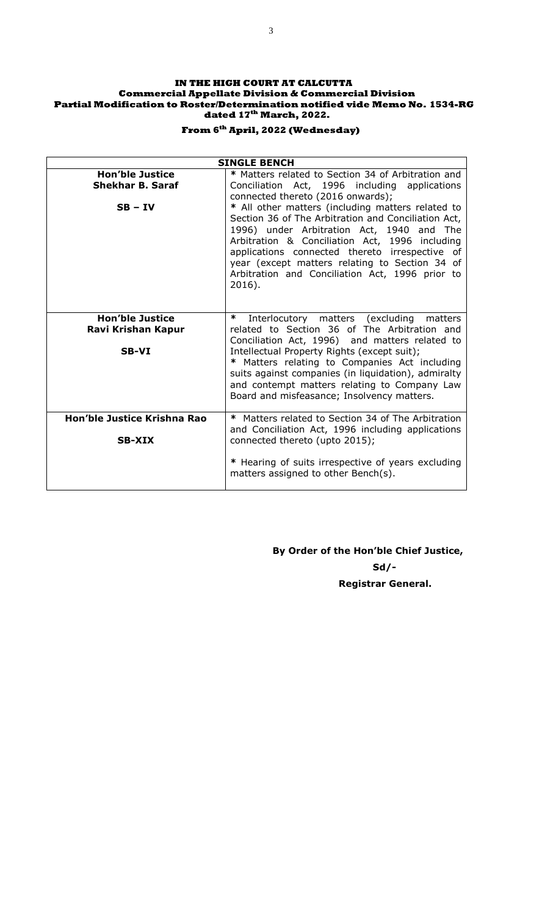**IN THE HIGH COURT AT CALCUTTA**
**Commercial Appellate Division & Commercial Division**
**Partial Modification to Roster/Determination notified vide Memo No. 1534-RG dated 17th March, 2022.**

**From 6th April, 2022 (Wednesday)**

| SINGLE BENCH | |
|---|---|
| **Hon'ble Justice Shekhar B. Saraf**<br><br>**SB – IV** | * Matters related to Section 34 of Arbitration and Conciliation Act, 1996 including applications connected thereto (2016 onwards);<br>* All other matters (including matters related to Section 36 of The Arbitration and Conciliation Act, 1996) under Arbitration Act, 1940 and The Arbitration & Conciliation Act, 1996 including applications connected thereto irrespective of year (except matters relating to Section 34 of Arbitration and Conciliation Act, 1996 prior to 2016). |
| **Hon'ble Justice Ravi Krishan Kapur**<br><br>**SB-VI** | * Interlocutory matters (excluding matters related to Section 36 of The Arbitration and Conciliation Act, 1996) and matters related to Intellectual Property Rights (except suit);<br>* Matters relating to Companies Act including suits against companies (in liquidation), admiralty and contempt matters relating to Company Law Board and misfeasance; Insolvency matters. |
| **Hon'ble Justice Krishna Rao**<br><br>**SB-XIX** | * Matters related to Section 34 of The Arbitration and Conciliation Act, 1996 including applications connected thereto (upto 2015);<br><br>* Hearing of suits irrespective of years excluding matters assigned to other Bench(s). |

**By Order of the Hon'ble Chief Justice,**

**Sd/-**

**Registrar General.**